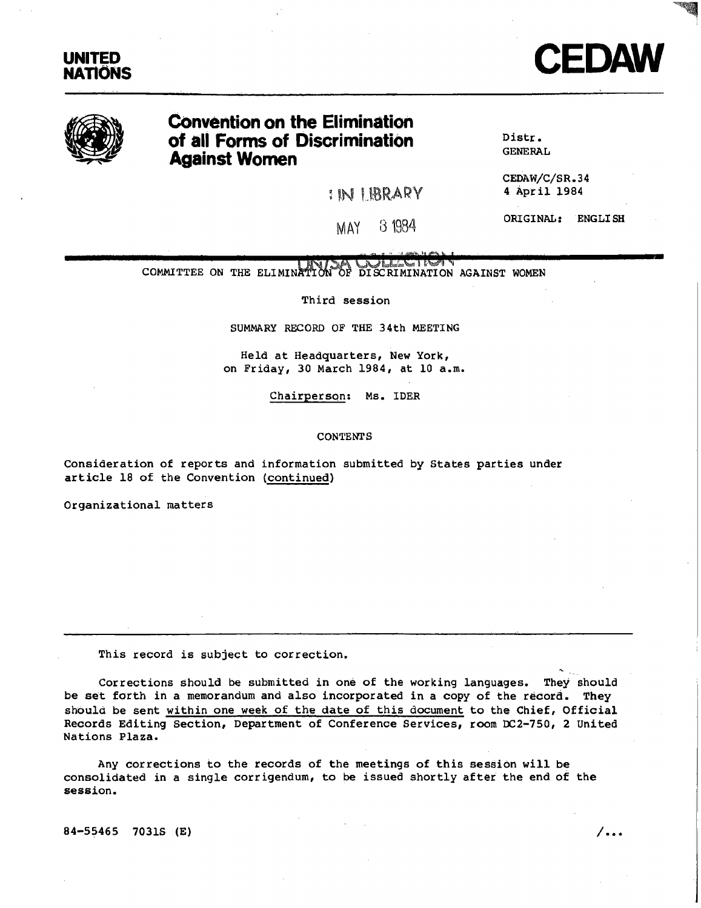UNITED NATIONS

# CEDAW

## Convention on the Elimination of all Forms of Discrimination Against Women

Distr.
GENERAL

CEDAW/C/SR.34
4 April 1984

ORIGINAL: ENGLISH

COMMITTEE ON THE ELIMINATION OF DISCRIMINATION AGAINST WOMEN

Third session

SUMMARY RECORD OF THE 34th MEETING

Held at Headquarters, New York,
on Friday, 30 March 1984, at 10 a.m.

Chairperson: Ms. IDER

CONTENTS

Consideration of reports and information submitted by States parties under article 18 of the Convention (continued)

Organizational matters

This record is subject to correction.

Corrections should be submitted in one of the working languages. They should be set forth in a memorandum and also incorporated in a copy of the record. They should be sent within one week of the date of this document to the Chief, Official Records Editing Section, Department of Conference Services, room DC2-750, 2 United Nations Plaza.

Any corrections to the records of the meetings of this session will be consolidated in a single corrigendum, to be issued shortly after the end of the session.

84-55465 7031S (E)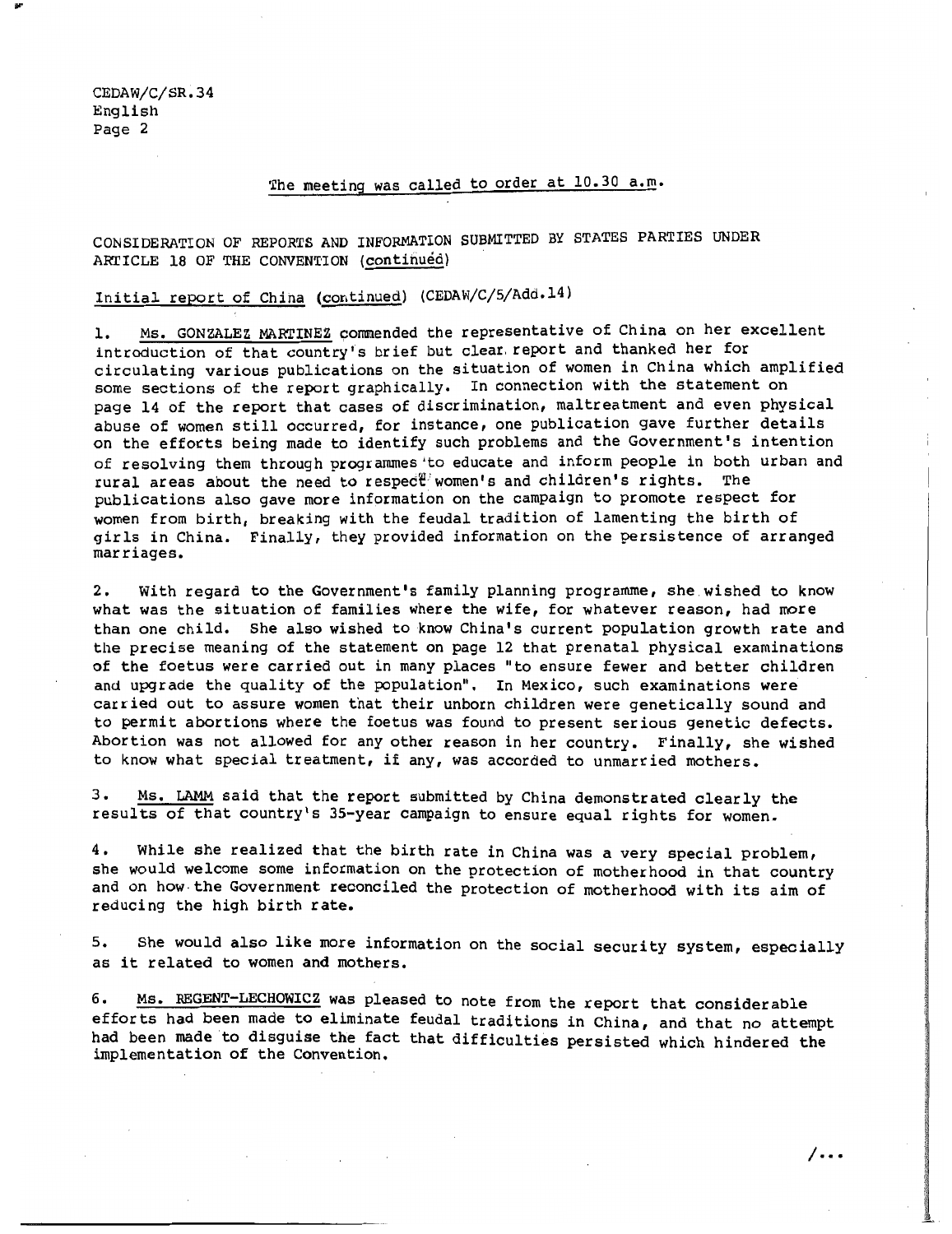The meeting was called to order at 10.30 a.m.

CONSIDERATION OF REPORTS AND INFORMATION SUBMITTED BY STATES PARTIES UNDER ARTICLE 18 OF THE CONVENTION (continued)

Initial report of China (continued) (CEDAW/C/5/Add.14)

1. Ms. GONZALEZ MARTINEZ commended the representative of China on her excellent introduction of that country's brief but clear report and thanked her for circulating various publications on the situation of women in China which amplified some sections of the report graphically. In connection with the statement on page 14 of the report that cases of discrimination, maltreatment and even physical abuse of women still occurred, for instance, one publication gave further details on the efforts being made to identify such problems and the Government's intention of resolving them through programmes to educate and inform people in both urban and rural areas about the need to respect women's and children's rights. The publications also gave more information on the campaign to promote respect for women from birth, breaking with the feudal tradition of lamenting the birth of girls in China. Finally, they provided information on the persistence of arranged marriages.

2. With regard to the Government's family planning programme, she wished to know what was the situation of families where the wife, for whatever reason, had more than one child. She also wished to know China's current population growth rate and the precise meaning of the statement on page 12 that prenatal physical examinations of the foetus were carried out in many places "to ensure fewer and better children and upgrade the quality of the population". In Mexico, such examinations were carried out to assure women that their unborn children were genetically sound and to permit abortions where the foetus was found to present serious genetic defects. Abortion was not allowed for any other reason in her country. Finally, she wished to know what special treatment, if any, was accorded to unmarried mothers.

3. Ms. LAMM said that the report submitted by China demonstrated clearly the results of that country's 35-year campaign to ensure equal rights for women.

4. While she realized that the birth rate in China was a very special problem, she would welcome some information on the protection of motherhood in that country and on how the Government reconciled the protection of motherhood with its aim of reducing the high birth rate.

5. She would also like more information on the social security system, especially as it related to women and mothers.

6. Ms. REGENT-LECHOWICZ was pleased to note from the report that considerable efforts had been made to eliminate feudal traditions in China, and that no attempt had been made to disguise the fact that difficulties persisted which hindered the implementation of the Convention.

/...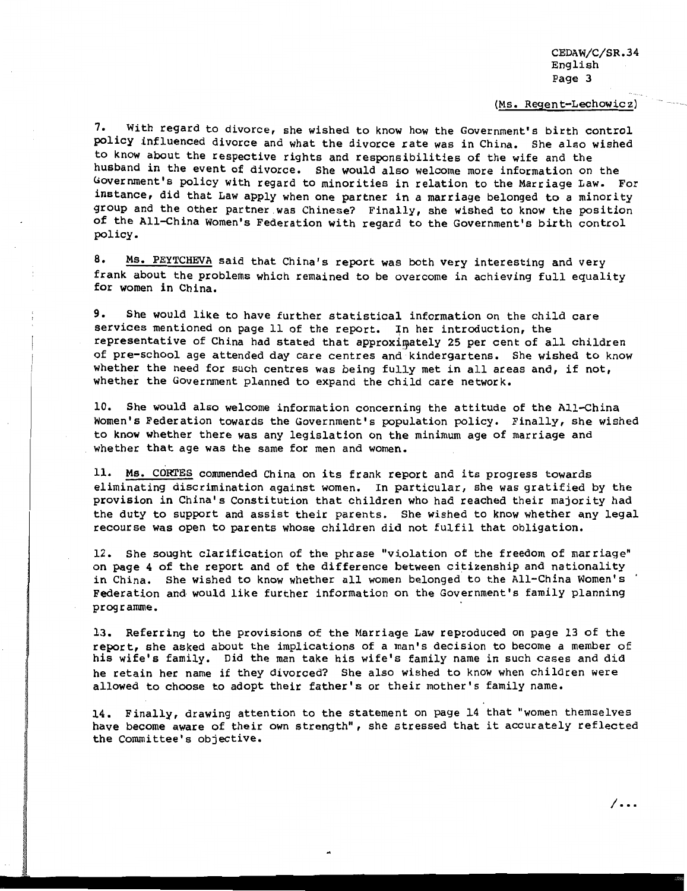(Ms. Regent-Lechowicz)

7. With regard to divorce, she wished to know how the Government's birth control policy influenced divorce and what the divorce rate was in China. She also wished to know about the respective rights and responsibilities of the wife and the husband in the event of divorce. She would also welcome more information on the Government's policy with regard to minorities in relation to the Marriage Law. For instance, did that Law apply when one partner in a marriage belonged to a minority group and the other partner was Chinese? Finally, she wished to know the position of the All-China Women's Federation with regard to the Government's birth control policy.

8. Ms. PEYTCHEVA said that China's report was both very interesting and very frank about the problems which remained to be overcome in achieving full equality for women in China.

9. She would like to have further statistical information on the child care services mentioned on page 11 of the report. In her introduction, the representative of China had stated that approximately 25 per cent of all children of pre-school age attended day care centres and kindergartens. She wished to know whether the need for such centres was being fully met in all areas and, if not, whether the Government planned to expand the child care network.

10. She would also welcome information concerning the attitude of the All-China Women's Federation towards the Government's population policy. Finally, she wished to know whether there was any legislation on the minimum age of marriage and whether that age was the same for men and women.

11. Ms. CORTES commended China on its frank report and its progress towards eliminating discrimination against women. In particular, she was gratified by the provision in China's Constitution that children who had reached their majority had the duty to support and assist their parents. She wished to know whether any legal recourse was open to parents whose children did not fulfil that obligation.

12. She sought clarification of the phrase "violation of the freedom of marriage" on page 4 of the report and of the difference between citizenship and nationality in China. She wished to know whether all women belonged to the All-China Women's Federation and would like further information on the Government's family planning programme.

13. Referring to the provisions of the Marriage Law reproduced on page 13 of the report, she asked about the implications of a man's decision to become a member of his wife's family. Did the man take his wife's family name in such cases and did he retain her name if they divorced? She also wished to know when children were allowed to choose to adopt their father's or their mother's family name.

14. Finally, drawing attention to the statement on page 14 that "women themselves have become aware of their own strength", she stressed that it accurately reflected the Committee's objective.

/...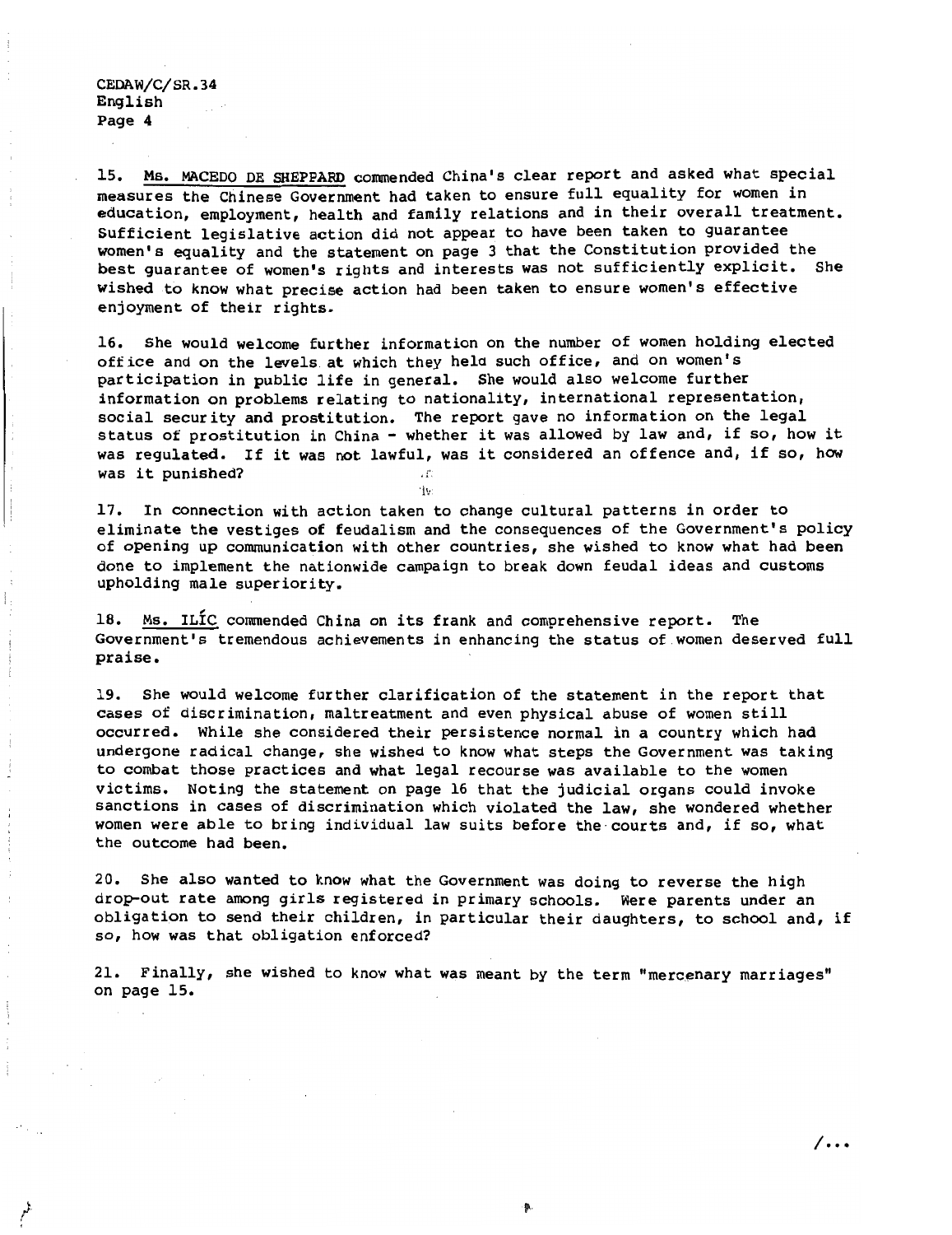15. Ms. MACEDO DE SHEPPARD commended China's clear report and asked what special measures the Chinese Government had taken to ensure full equality for women in education, employment, health and family relations and in their overall treatment. Sufficient legislative action did not appear to have been taken to guarantee women's equality and the statement on page 3 that the Constitution provided the best guarantee of women's rights and interests was not sufficiently explicit. She wished to know what precise action had been taken to ensure women's effective enjoyment of their rights.

16. She would welcome further information on the number of women holding elected office and on the levels at which they held such office, and on women's participation in public life in general. She would also welcome further information on problems relating to nationality, international representation, social security and prostitution. The report gave no information on the legal status of prostitution in China - whether it was allowed by law and, if so, how it was regulated. If it was not lawful, was it considered an offence and, if so, how was it punished?

17. In connection with action taken to change cultural patterns in order to eliminate the vestiges of feudalism and the consequences of the Government's policy of opening up communication with other countries, she wished to know what had been done to implement the nationwide campaign to break down feudal ideas and customs upholding male superiority.

18. Ms. ILİC commended China on its frank and comprehensive report. The Government's tremendous achievements in enhancing the status of women deserved full praise.

19. She would welcome further clarification of the statement in the report that cases of discrimination, maltreatment and even physical abuse of women still occurred. While she considered their persistence normal in a country which had undergone radical change, she wished to know what steps the Government was taking to combat those practices and what legal recourse was available to the women victims. Noting the statement on page 16 that the judicial organs could invoke sanctions in cases of discrimination which violated the law, she wondered whether women were able to bring individual law suits before the courts and, if so, what the outcome had been.

20. She also wanted to know what the Government was doing to reverse the high drop-out rate among girls registered in primary schools. Were parents under an obligation to send their children, in particular their daughters, to school and, if so, how was that obligation enforced?

21. Finally, she wished to know what was meant by the term "mercenary marriages" on page 15.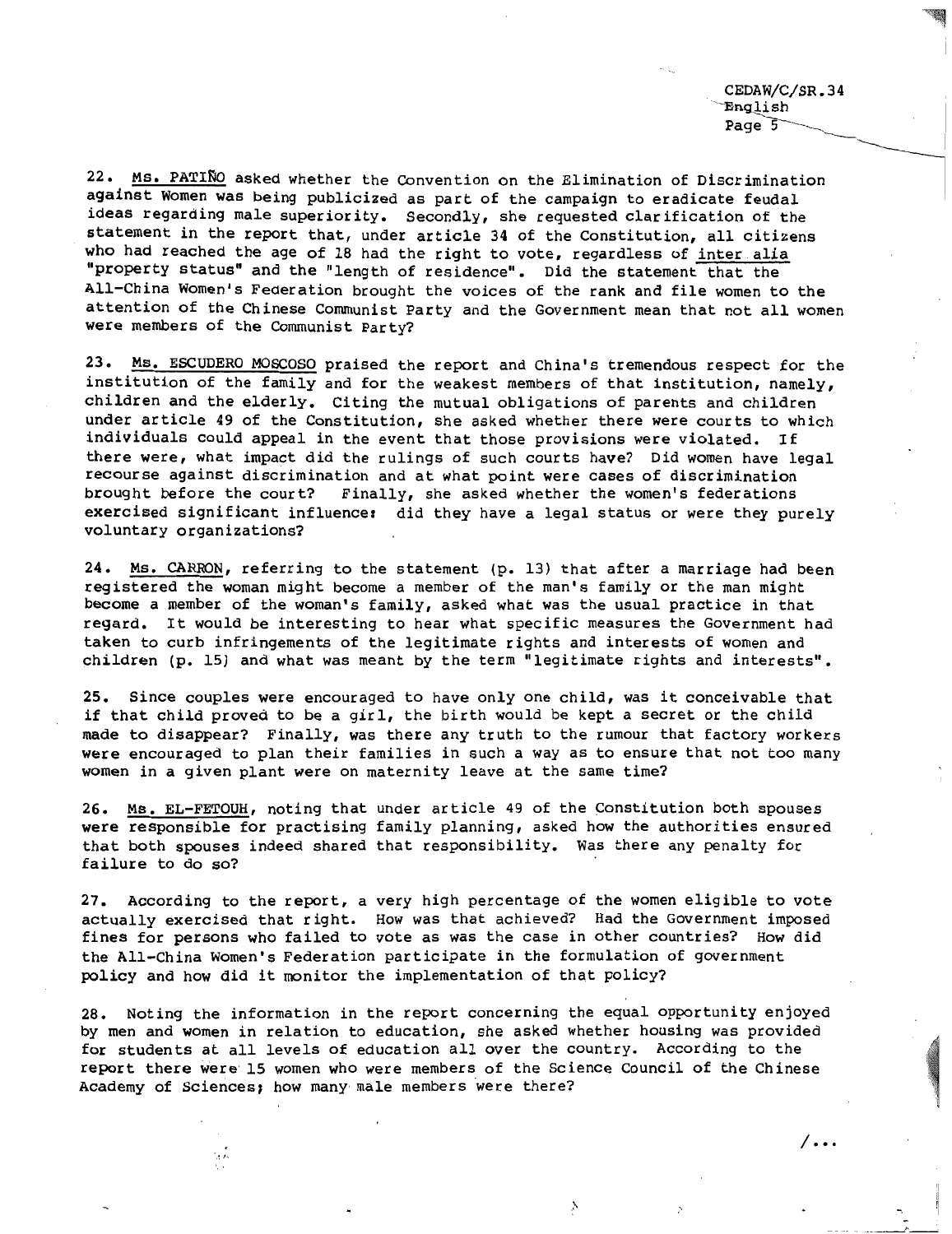22. <u>Ms. PATIÑO</u> asked whether the Convention on the Elimination of Discrimination against Women was being publicized as part of the campaign to eradicate feudal ideas regarding male superiority. Secondly, she requested clarification of the statement in the report that, under article 34 of the Constitution, all citizens who had reached the age of 18 had the right to vote, regardless of <u>inter alia</u> "property status" and the "length of residence". Did the statement that the All-China Women's Federation brought the voices of the rank and file women to the attention of the Chinese Communist Party and the Government mean that not all women were members of the Communist Party?

23. <u>Ms. ESCUDERO MOSCOSO</u> praised the report and China's tremendous respect for the institution of the family and for the weakest members of that institution, namely, children and the elderly. Citing the mutual obligations of parents and children under article 49 of the Constitution, she asked whether there were courts to which individuals could appeal in the event that those provisions were violated. If there were, what impact did the rulings of such courts have? Did women have legal recourse against discrimination and at what point were cases of discrimination brought before the court? Finally, she asked whether the women's federations exercised significant influence: did they have a legal status or were they purely voluntary organizations?

24. <u>Ms. CARRON</u>, referring to the statement (p. 13) that after a marriage had been registered the woman might become a member of the man's family or the man might become a member of the woman's family, asked what was the usual practice in that regard. It would be interesting to hear what specific measures the Government had taken to curb infringements of the legitimate rights and interests of women and children (p. 15) and what was meant by the term "legitimate rights and interests".

25. Since couples were encouraged to have only one child, was it conceivable that if that child proved to be a girl, the birth would be kept a secret or the child made to disappear? Finally, was there any truth to the rumour that factory workers were encouraged to plan their families in such a way as to ensure that not too many women in a given plant were on maternity leave at the same time?

26. <u>Ms. EL-FETOUH</u>, noting that under article 49 of the Constitution both spouses were responsible for practising family planning, asked how the authorities ensured that both spouses indeed shared that responsibility. Was there any penalty for failure to do so?

27. According to the report, a very high percentage of the women eligible to vote actually exercised that right. How was that achieved? Had the Government imposed fines for persons who failed to vote as was the case in other countries? How did the All-China Women's Federation participate in the formulation of government policy and how did it monitor the implementation of that policy?

28. Noting the information in the report concerning the equal opportunity enjoyed by men and women in relation to education, she asked whether housing was provided for students at all levels of education all over the country. According to the report there were 15 women who were members of the Science Council of the Chinese Academy of Sciences; how many male members were there?

/...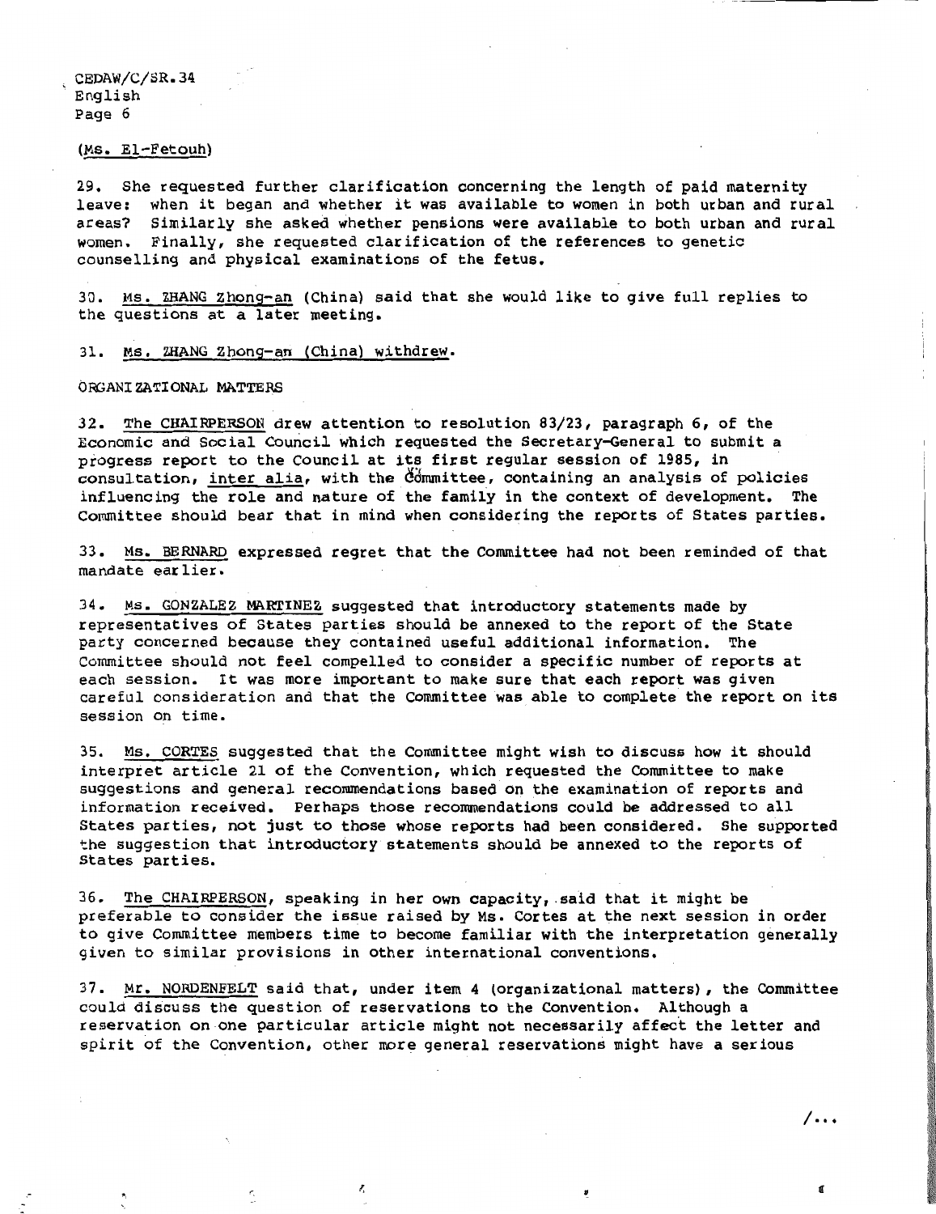(Ms. El-Fetouh)

29. She requested further clarification concerning the length of paid maternity leave: when it began and whether it was available to women in both urban and rural areas? Similarly she asked whether pensions were available to both urban and rural women. Finally, she requested clarification of the references to genetic counselling and physical examinations of the fetus.

30. Ms. ZHANG Zhong-an (China) said that she would like to give full replies to the questions at a later meeting.

31. Ms. ZHANG Zhong-an (China) withdrew.

ORGANIZATIONAL MATTERS

32. The CHAIRPERSON drew attention to resolution 83/23, paragraph 6, of the Economic and Social Council which requested the Secretary-General to submit a progress report to the Council at its first regular session of 1985, in consultation, *inter alia*, with the Committee, containing an analysis of policies influencing the role and nature of the family in the context of development. The Committee should bear that in mind when considering the reports of States parties.

33. Ms. BERNARD expressed regret that the Committee had not been reminded of that mandate earlier.

34. Ms. GONZALEZ MARTINEZ suggested that introductory statements made by representatives of States parties should be annexed to the report of the State party concerned because they contained useful additional information. The Committee should not feel compelled to consider a specific number of reports at each session. It was more important to make sure that each report was given careful consideration and that the Committee was able to complete the report on its session on time.

35. Ms. CORTES suggested that the Committee might wish to discuss how it should interpret article 21 of the Convention, which requested the Committee to make suggestions and general recommendations based on the examination of reports and information received. Perhaps those recommendations could be addressed to all States parties, not just to those whose reports had been considered. She supported the suggestion that introductory statements should be annexed to the reports of States parties.

36. The CHAIRPERSON, speaking in her own capacity, said that it might be preferable to consider the issue raised by Ms. Cortes at the next session in order to give Committee members time to become familiar with the interpretation generally given to similar provisions in other international conventions.

37. Mr. NORDENFELT said that, under item 4 (organizational matters), the Committee could discuss the question of reservations to the Convention. Although a reservation on one particular article might not necessarily affect the letter and spirit of the Convention, other more general reservations might have a serious

/...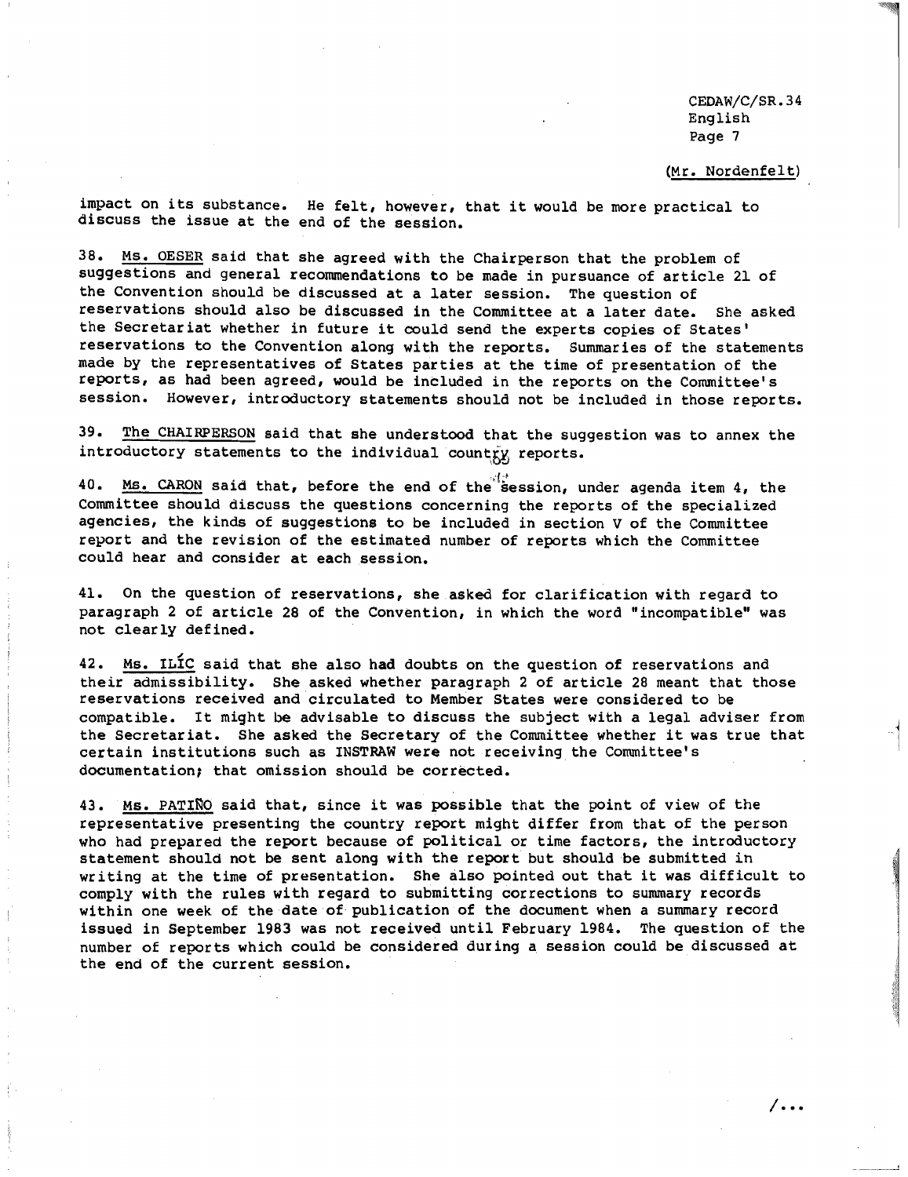(Mr. Nordenfelt)

impact on its substance. He felt, however, that it would be more practical to discuss the issue at the end of the session.

38. Ms. OESER said that she agreed with the Chairperson that the problem of suggestions and general recommendations to be made in pursuance of article 21 of the Convention should be discussed at a later session. The question of reservations should also be discussed in the Committee at a later date. She asked the Secretariat whether in future it could send the experts copies of States' reservations to the Convention along with the reports. Summaries of the statements made by the representatives of States parties at the time of presentation of the reports, as had been agreed, would be included in the reports on the Committee's session. However, introductory statements should not be included in those reports.

39. The CHAIRPERSON said that she understood that the suggestion was to annex the introductory statements to the individual country reports.

40. Ms. CARON said that, before the end of the session, under agenda item 4, the Committee should discuss the questions concerning the reports of the specialized agencies, the kinds of suggestions to be included in section V of the Committee report and the revision of the estimated number of reports which the Committee could hear and consider at each session.

41. On the question of reservations, she asked for clarification with regard to paragraph 2 of article 28 of the Convention, in which the word "incompatible" was not clearly defined.

42. Ms. ILIĆ said that she also had doubts on the question of reservations and their admissibility. She asked whether paragraph 2 of article 28 meant that those reservations received and circulated to Member States were considered to be compatible. It might be advisable to discuss the subject with a legal adviser from the Secretariat. She asked the Secretary of the Committee whether it was true that certain institutions such as INSTRAW were not receiving the Committee's documentation; that omission should be corrected.

43. Ms. PATIÑO said that, since it was possible that the point of view of the representative presenting the country report might differ from that of the person who had prepared the report because of political or time factors, the introductory statement should not be sent along with the report but should be submitted in writing at the time of presentation. She also pointed out that it was difficult to comply with the rules with regard to submitting corrections to summary records within one week of the date of publication of the document when a summary record issued in September 1983 was not received until February 1984. The question of the number of reports which could be considered during a session could be discussed at the end of the current session.

/...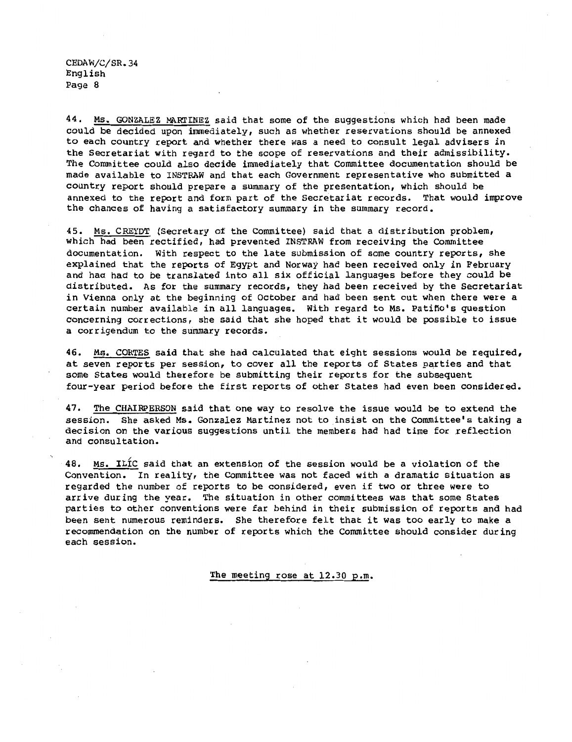44. Ms. GONZALEZ MARTINEZ said that some of the suggestions which had been made could be decided upon immediately, such as whether reservations should be annexed to each country report and whether there was a need to consult legal advisers in the Secretariat with regard to the scope of reservations and their admissibility. The Committee could also decide immediately that Committee documentation should be made available to INSTRAW and that each Government representative who submitted a country report should prepare a summary of the presentation, which should be annexed to the report and form part of the Secretariat records. That would improve the chances of having a satisfactory summary in the summary record.

45. Ms. CREYDT (Secretary of the Committee) said that a distribution problem, which had been rectified, had prevented INSTRAW from receiving the Committee documentation. With respect to the late submission of some country reports, she explained that the reports of Egypt and Norway had been received only in February and had had to be translated into all six official languages before they could be distributed. As for the summary records, they had been received by the Secretariat in Vienna only at the beginning of October and had been sent out when there were a certain number available in all languages. With regard to Ms. Patiño's question concerning corrections, she said that she hoped that it would be possible to issue a corrigendum to the summary records.

46. Ms. CORTES said that she had calculated that eight sessions would be required, at seven reports per session, to cover all the reports of States parties and that some States would therefore be submitting their reports for the subsequent four-year period before the first reports of other States had even been considered.

47. The CHAIRPERSON said that one way to resolve the issue would be to extend the session. She asked Ms. Gonzalez Martinez not to insist on the Committee's taking a decision on the various suggestions until the members had had time for reflection and consultation.

48. Ms. ILÍC said that an extension of the session would be a violation of the Convention. In reality, the Committee was not faced with a dramatic situation as regarded the number of reports to be considered, even if two or three were to arrive during the year. The situation in other committees was that some States parties to other conventions were far behind in their submission of reports and had been sent numerous reminders. She therefore felt that it was too early to make a recommendation on the number of reports which the Committee should consider during each session.

The meeting rose at 12.30 p.m.